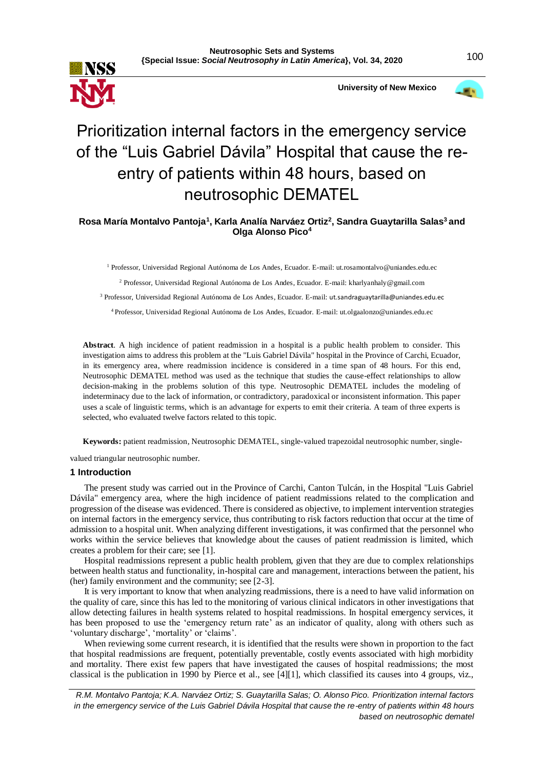# Prioritization internal factors in the emergency service of the "Luis Gabriel Dávila" Hospital that cause the re-entry of patients within 48 hours, based on neutrosophic DEMATEL

**Rosa María Montalvo Pantoja[1], Karla Analía Narváez Ortiz[2], Sandra Guaytarilla Salas[3] and Olga Alonso Pico[4]**

[1] Professor, Universidad Regional Autónoma de Los Andes, Ecuador. E-mail: ut.rosamontalvo@uniandes.edu.ec

[2] Professor, Universidad Regional Autónoma de Los Andes, Ecuador. E-mail: kharlyanhaly@gmail.com

[3] Professor, Universidad Regional Autónoma de Los Andes, Ecuador. E-mail: ut.sandraguaytarilla@uniandes.edu.ec

[4] Professor, Universidad Regional Autónoma de Los Andes, Ecuador. E-mail: ut.olgaalonzo@uniandes.edu.ec

**Abstract**. A high incidence of patient readmission in a hospital is a public health problem to consider. This investigation aims to address this problem at the "Luis Gabriel Dávila" hospital in the Province of Carchi, Ecuador, in its emergency area, where readmission incidence is considered in a time span of 48 hours. For this end, Neutrosophic DEMATEL method was used as the technique that studies the cause-effect relationships to allow decision-making in the problems solution of this type. Neutrosophic DEMATEL includes the modeling of indeterminacy due to the lack of information, or contradictory, paradoxical or inconsistent information. This paper uses a scale of linguistic terms, which is an advantage for experts to emit their criteria. A team of three experts is selected, who evaluated twelve factors related to this topic.

**Keywords:** patient readmission, Neutrosophic DEMATEL, single-valued trapezoidal neutrosophic number, single-valued triangular neutrosophic number.

## 1 Introduction

The present study was carried out in the Province of Carchi, Canton Tulcán, in the Hospital "Luis Gabriel Dávila" emergency area, where the high incidence of patient readmissions related to the complication and progression of the disease was evidenced. There is considered as objective, to implement intervention strategies on internal factors in the emergency service, thus contributing to risk factors reduction that occur at the time of admission to a hospital unit. When analyzing different investigations, it was confirmed that the personnel who works within the service believes that knowledge about the causes of patient readmission is limited, which creates a problem for their care; see [1].

Hospital readmissions represent a public health problem, given that they are due to complex relationships between health status and functionality, in-hospital care and management, interactions between the patient, his (her) family environment and the community; see [2-3].

It is very important to know that when analyzing readmissions, there is a need to have valid information on the quality of care, since this has led to the monitoring of various clinical indicators in other investigations that allow detecting failures in health systems related to hospital readmissions. In hospital emergency services, it has been proposed to use the 'emergency return rate' as an indicator of quality, along with others such as 'voluntary discharge', 'mortality' or 'claims'.

When reviewing some current research, it is identified that the results were shown in proportion to the fact that hospital readmissions are frequent, potentially preventable, costly events associated with high morbidity and mortality. There exist few papers that have investigated the causes of hospital readmissions; the most classical is the publication in 1990 by Pierce et al., see [4][1], which classified its causes into 4 groups, viz.,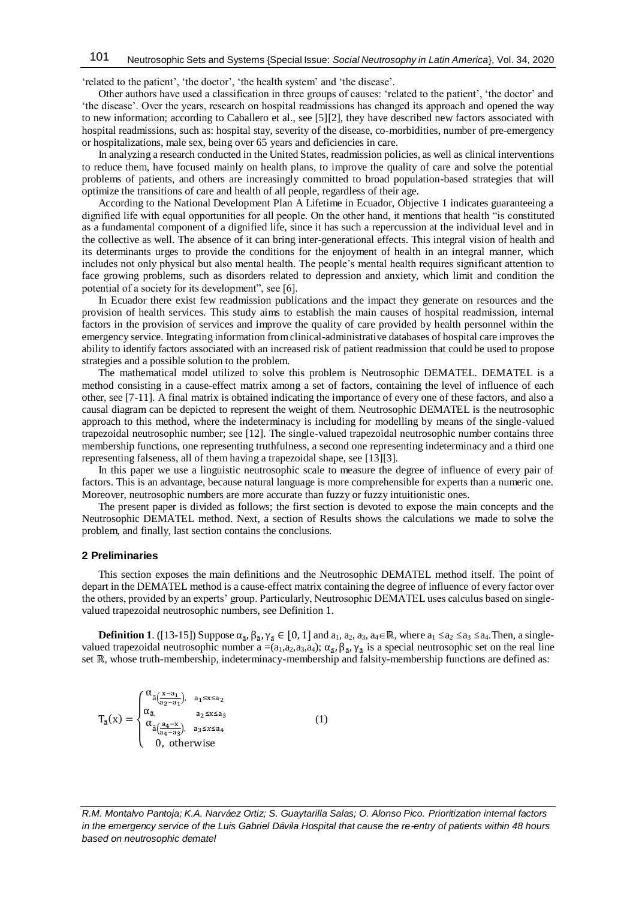'related to the patient', 'the doctor', 'the health system' and 'the disease'.

Other authors have used a classification in three groups of causes: 'related to the patient', 'the doctor' and 'the disease'. Over the years, research on hospital readmissions has changed its approach and opened the way to new information; according to Caballero et al., see [5][2], they have described new factors associated with hospital readmissions, such as: hospital stay, severity of the disease, co-morbidities, number of pre-emergency or hospitalizations, male sex, being over 65 years and deficiencies in care.

In analyzing a research conducted in the United States, readmission policies, as well as clinical interventions to reduce them, have focused mainly on health plans, to improve the quality of care and solve the potential problems of patients, and others are increasingly committed to broad population-based strategies that will optimize the transitions of care and health of all people, regardless of their age.

According to the National Development Plan A Lifetime in Ecuador, Objective 1 indicates guaranteeing a dignified life with equal opportunities for all people. On the other hand, it mentions that health "is constituted as a fundamental component of a dignified life, since it has such a repercussion at the individual level and in the collective as well. The absence of it can bring inter-generational effects. This integral vision of health and its determinants urges to provide the conditions for the enjoyment of health in an integral manner, which includes not only physical but also mental health. The people's mental health requires significant attention to face growing problems, such as disorders related to depression and anxiety, which limit and condition the potential of a society for its development", see [6].

In Ecuador there exist few readmission publications and the impact they generate on resources and the provision of health services. This study aims to establish the main causes of hospital readmission, internal factors in the provision of services and improve the quality of care provided by health personnel within the emergency service. Integrating information from clinical-administrative databases of hospital care improves the ability to identify factors associated with an increased risk of patient readmission that could be used to propose strategies and a possible solution to the problem.

The mathematical model utilized to solve this problem is Neutrosophic DEMATEL. DEMATEL is a method consisting in a cause-effect matrix among a set of factors, containing the level of influence of each other, see [7-11]. A final matrix is obtained indicating the importance of every one of these factors, and also a causal diagram can be depicted to represent the weight of them. Neutrosophic DEMATEL is the neutrosophic approach to this method, where the indeterminacy is including for modelling by means of the single-valued trapezoidal neutrosophic number; see [12]. The single-valued trapezoidal neutrosophic number contains three membership functions, one representing truthfulness, a second one representing indeterminacy and a third one representing falseness, all of them having a trapezoidal shape, see [13][3].

In this paper we use a linguistic neutrosophic scale to measure the degree of influence of every pair of factors. This is an advantage, because natural language is more comprehensible for experts than a numeric one. Moreover, neutrosophic numbers are more accurate than fuzzy or fuzzy intuitionistic ones.

The present paper is divided as follows; the first section is devoted to expose the main concepts and the Neutrosophic DEMATEL method. Next, a section of Results shows the calculations we made to solve the problem, and finally, last section contains the conclusions.

## 2 Preliminaries

This section exposes the main definitions and the Neutrosophic DEMATEL method itself. The point of depart in the DEMATEL method is a cause-effect matrix containing the degree of influence of every factor over the others, provided by an experts' group. Particularly, Neutrosophic DEMATEL uses calculus based on single-valued trapezoidal neutrosophic numbers, see Definition 1.

**Definition 1**. ([13-15]) Suppose $\alpha_{\tilde{a}}, \beta_{\tilde{a}}, \gamma_{\tilde{a}} \in [0, 1]$ and $a_1, a_2, a_3, a_4 \in \mathbb{R}$, where $a_1 \leq a_2 \leq a_3 \leq a_4$. Then, a single-valued trapezoidal neutrosophic number $a = (a_1, a_2, a_3, a_4); \alpha_{\tilde{a}}, \beta_{\tilde{a}}, \gamma_{\tilde{a}}$ is a special neutrosophic set on the real line set $\mathbb{R}$, whose truth-membership, indeterminacy-membership and falsity-membership functions are defined as:

$$T_{\tilde{a}}(x) = \begin{cases} \alpha_{\tilde{a}\left(\frac{x-a_1}{a_2-a_1}\right)}, & a_1 \leq x \leq a_2 \\ \alpha_{\tilde{a}}, & a_2 \leq x \leq a_3 \\ \alpha_{\tilde{a}\left(\frac{a_4-x}{a_4-a_3}\right)}, & a_3 \leq x \leq a_4 \\ 0, & \text{otherwise} \end{cases} \tag{1}$$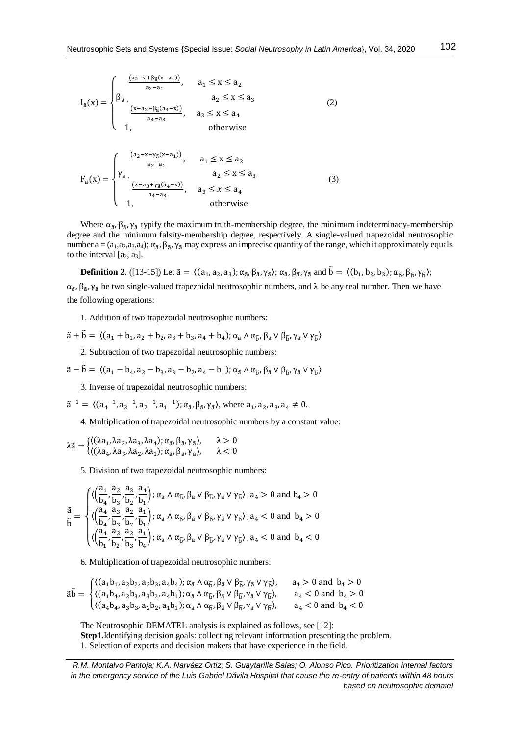$$
I_{\tilde{a}}(x) = \begin{cases} \frac{(a_2 - x + \beta_{\tilde{a}}(x - a_1))}{a_2 - a_1}, & a_1 \le x \le a_2 \\ \beta_{\tilde{a}}, & a_2 \le x \le a_3 \\ \frac{(x - a_2 + \beta_{\tilde{a}}(a_4 - x))}{a_4 - a_3}, & a_3 \le x \le a_4 \\ 1, & \text{otherwise} \end{cases} \quad (2)
$$

$$
F_{\tilde{a}}(x) = \begin{cases} \frac{(a_2 - x + \gamma_{\tilde{a}}(x - a_1))}{a_2 - a_1}, & a_1 \le x \le a_2 \\ \gamma_{\tilde{a}}, & a_2 \le x \le a_3 \\ \frac{(x - a_3 + \gamma_{\tilde{a}}(a_4 - x))}{a_4 - a_3}, & a_3 \le x \le a_4 \\ 1, & \text{otherwise} \end{cases} \quad (3)
$$

Where $\alpha_{\tilde{a}}, \beta_{\tilde{a}}, \gamma_{\tilde{a}}$ typify the maximum truth-membership degree, the minimum indeterminacy-membership degree and the minimum falsity-membership degree, respectively. A single-valued trapezoidal neutrosophic number $a = (a_1, a_2, a_3, a_4)$; $\alpha_{\tilde{a}}, \beta_{\tilde{a}}, \gamma_{\tilde{a}}$ may express an imprecise quantity of the range, which it approximately equals to the interval $[a_2, a_3]$.

**Definition 2**. ([13-15]) Let $\tilde{a} = \langle (a_1, a_2, a_3); \alpha_{\tilde{a}}, \beta_{\tilde{a}}, \gamma_{\tilde{a}} \rangle$; $\alpha_{\tilde{a}}, \beta_{\tilde{a}}, \gamma_{\tilde{a}}$ and $\tilde{b} = \langle (b_1, b_2, b_3); \alpha_{\tilde{b}}, \beta_{\tilde{b}}, \gamma_{\tilde{b}} \rangle$; $\alpha_{\tilde{a}}, \beta_{\tilde{a}}, \gamma_{\tilde{a}}$ be two single-valued trapezoidal neutrosophic numbers, and $\lambda$ be any real number. Then we have the following operations:

1. Addition of two trapezoidal neutrosophic numbers:

$$\tilde{a} + \tilde{b} = \langle (a_1 + b_1, a_2 + b_2, a_3 + b_3, a_4 + b_4); \alpha_{\tilde{a}} \wedge \alpha_{\tilde{b}}, \beta_{\tilde{a}} \vee \beta_{\tilde{b}}, \gamma_{\tilde{a}} \vee \gamma_{\tilde{b}} \rangle$$

2. Subtraction of two trapezoidal neutrosophic numbers:

$$\tilde{a} - \tilde{b} = \langle (a_1 - b_4, a_2 - b_3, a_3 - b_2, a_4 - b_1); \alpha_{\tilde{a}} \wedge \alpha_{\tilde{b}}, \beta_{\tilde{a}} \vee \beta_{\tilde{b}}, \gamma_{\tilde{a}} \vee \gamma_{\tilde{b}} \rangle$$

3. Inverse of trapezoidal neutrosophic numbers:

$$\tilde{a}^{-1} = \langle ({a_4}^{-1}, {a_3}^{-1}, {a_2}^{-1}, {a_1}^{-1}); \alpha_{\tilde{a}}, \beta_{\tilde{a}}, \gamma_{\tilde{a}} \rangle, \text{ where } a_1, a_2, a_3, a_4 \neq 0.$$

4. Multiplication of trapezoidal neutrosophic numbers by a constant value:

$$
\lambda\tilde{a} = \begin{cases} \langle (\lambda a_1, \lambda a_2, \lambda a_3, \lambda a_4); \alpha_{\tilde{a}}, \beta_{\tilde{a}}, \gamma_{\tilde{a}} \rangle, & \lambda > 0 \\ \langle (\lambda a_4, \lambda a_3, \lambda a_2, \lambda a_1); \alpha_{\tilde{a}}, \beta_{\tilde{a}}, \gamma_{\tilde{a}} \rangle, & \lambda < 0 \end{cases}
$$

5. Division of two trapezoidal neutrosophic numbers:

$$
\frac{\tilde{a}}{\tilde{b}} = \begin{cases} \langle \left(\frac{a_1}{b_4}, \frac{a_2}{b_3}, \frac{a_3}{b_2}, \frac{a_4}{b_1}\right); \alpha_{\tilde{a}} \wedge \alpha_{\tilde{b}}, \beta_{\tilde{a}} \vee \beta_{\tilde{b}}, \gamma_{\tilde{a}} \vee \gamma_{\tilde{b}} \rangle, a_4 > 0 \text{ and } b_4 > 0 \\ \langle \left(\frac{a_4}{b_4}, \frac{a_3}{b_3}, \frac{a_2}{b_2}, \frac{a_1}{b_1}\right); \alpha_{\tilde{a}} \wedge \alpha_{\tilde{b}}, \beta_{\tilde{a}} \vee \beta_{\tilde{b}}, \gamma_{\tilde{a}} \vee \gamma_{\tilde{b}} \rangle, a_4 < 0 \text{ and } b_4 > 0 \\ \langle \left(\frac{a_4}{b_1}, \frac{a_3}{b_2}, \frac{a_2}{b_3}, \frac{a_1}{b_4}\right); \alpha_{\tilde{a}} \wedge \alpha_{\tilde{b}}, \beta_{\tilde{a}} \vee \beta_{\tilde{b}}, \gamma_{\tilde{a}} \vee \gamma_{\tilde{b}} \rangle, a_4 < 0 \text{ and } b_4 < 0 \end{cases}
$$

6. Multiplication of trapezoidal neutrosophic numbers:

$$
\tilde{a}\tilde{b} = \begin{cases} \langle (a_1 b_1, a_2 b_2, a_3 b_3, a_4 b_4); \alpha_{\tilde{a}} \wedge \alpha_{\tilde{b}}, \beta_{\tilde{a}} \vee \beta_{\tilde{b}}, \gamma_{\tilde{a}} \vee \gamma_{\tilde{b}} \rangle, & a_4 > 0 \text{ and } b_4 > 0 \\ \langle (a_1 b_4, a_2 b_3, a_3 b_2, a_4 b_1); \alpha_{\tilde{a}} \wedge \alpha_{\tilde{b}}, \beta_{\tilde{a}} \vee \beta_{\tilde{b}}, \gamma_{\tilde{a}} \vee \gamma_{\tilde{b}} \rangle, & a_4 < 0 \text{ and } b_4 > 0 \\ \langle (a_4 b_4, a_3 b_3, a_2 b_2, a_1 b_1); \alpha_{\tilde{a}} \wedge \alpha_{\tilde{b}}, \beta_{\tilde{a}} \vee \beta_{\tilde{b}}, \gamma_{\tilde{a}} \vee \gamma_{\tilde{b}} \rangle, & a_4 < 0 \text{ and } b_4 < 0 \end{cases}
$$

The Neutrosophic DEMATEL analysis is explained as follows, see [12]:

**Step1.**Identifying decision goals: collecting relevant information presenting the problem.

1. Selection of experts and decision makers that have experience in the field.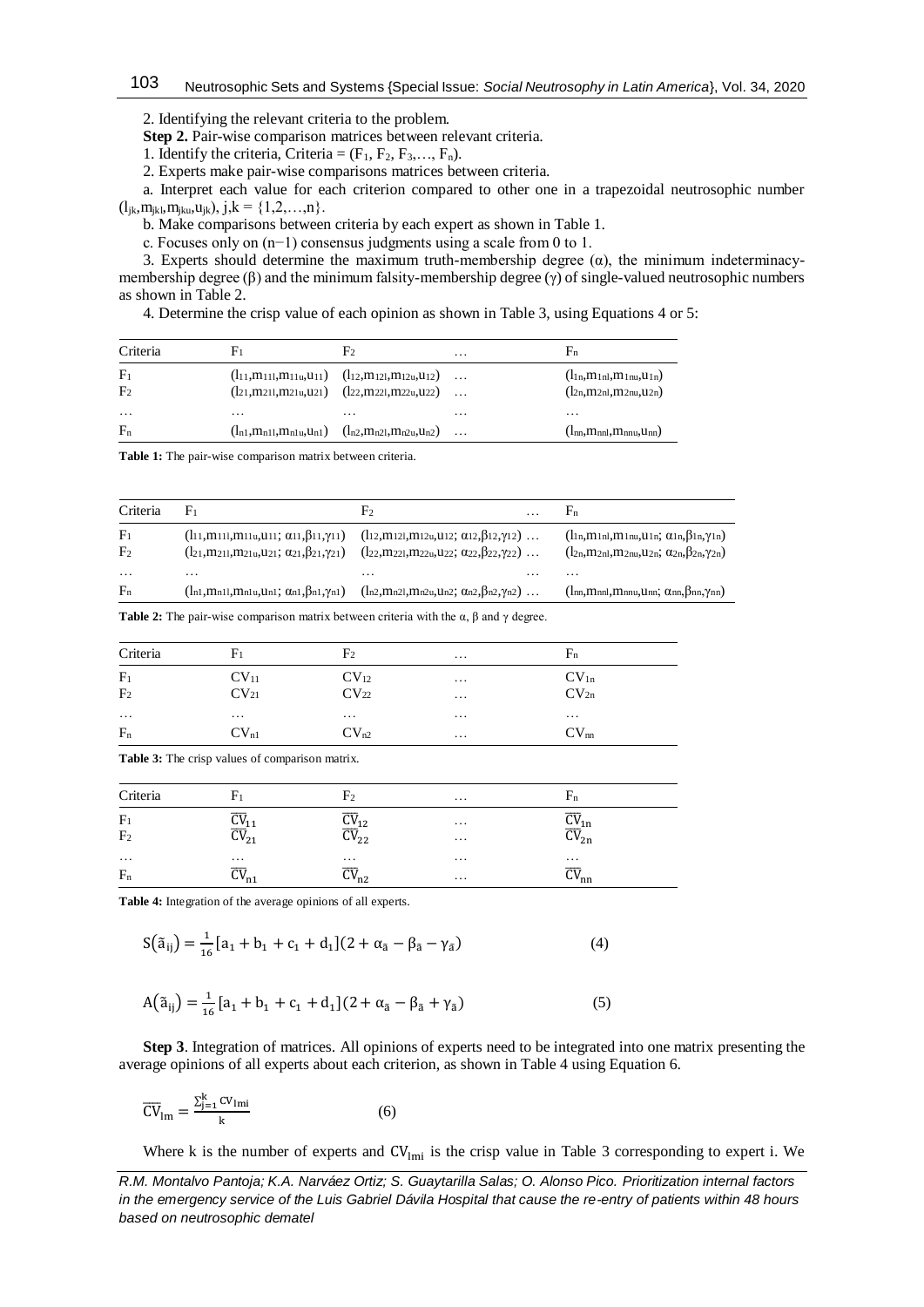2. Identifying the relevant criteria to the problem.

**Step 2.** Pair-wise comparison matrices between relevant criteria.

1. Identify the criteria, Criteria = ($F_1$, $F_2$, $F_3$,…, $F_n$).

2. Experts make pair-wise comparisons matrices between criteria.

a. Interpret each value for each criterion compared to other one in a trapezoidal neutrosophic number $(l_{jk}, m_{jkl}, m_{jku}, u_{jk})$, j,k = {1,2,…,n}.

b. Make comparisons between criteria by each expert as shown in Table 1.

c. Focuses only on (n−1) consensus judgments using a scale from 0 to 1.

3. Experts should determine the maximum truth-membership degree (α), the minimum indeterminacy-membership degree (β) and the minimum falsity-membership degree (γ) of single-valued neutrosophic numbers as shown in Table 2.

4. Determine the crisp value of each opinion as shown in Table 3, using Equations 4 or 5:

| Criteria | $F_1$ | $F_2$ | … | $F_n$ |
|---|---|---|---|---|
| $F_1$ | $(l_{11}, m_{11l}, m_{11u}, u_{11})$ | $(l_{12}, m_{12l}, m_{12u}, u_{12})$ | … | $(l_{1n}, m_{1nl}, m_{1nu}, u_{1n})$ |
| $F_2$ | $(l_{21}, m_{21l}, m_{21u}, u_{21})$ | $(l_{22}, m_{22l}, m_{22u}, u_{22})$ | … | $(l_{2n}, m_{2nl}, m_{2nu}, u_{2n})$ |
| … | … | … | … | … |
| $F_n$ | $(l_{n1}, m_{n1l}, m_{n1u}, u_{n1})$ | $(l_{n2}, m_{n2l}, m_{n2u}, u_{n2})$ | … | $(l_{nn}, m_{nnl}, m_{nnu}, u_{nn})$ |

**Table 1:** The pair-wise comparison matrix between criteria.

| Criteria | $F_1$ | $F_2$ | … | $F_n$ |
|---|---|---|---|---|
| $F_1$ | $(l_{11}, m_{11l}, m_{11u}, u_{11}; \alpha_{11}, \beta_{11}, \gamma_{11})$ | $(l_{12}, m_{12l}, m_{12u}, u_{12}; \alpha_{12}, \beta_{12}, \gamma_{12})$ | … | $(l_{1n}, m_{1nl}, m_{1nu}, u_{1n}; \alpha_{1n}, \beta_{1n}, \gamma_{1n})$ |
| $F_2$ | $(l_{21}, m_{21l}, m_{21u}, u_{21}; \alpha_{21}, \beta_{21}, \gamma_{21})$ | $(l_{22}, m_{22l}, m_{22u}, u_{22}; \alpha_{22}, \beta_{22}, \gamma_{22})$ | … | $(l_{2n}, m_{2nl}, m_{2nu}, u_{2n}; \alpha_{2n}, \beta_{2n}, \gamma_{2n})$ |
| … | … | … | … | … |
| $F_n$ | $(l_{n1}, m_{n1l}, m_{n1u}, u_{n1}; \alpha_{n1}, \beta_{n1}, \gamma_{n1})$ | $(l_{n2}, m_{n2l}, m_{n2u}, u_{n2}; \alpha_{n2}, \beta_{n2}, \gamma_{n2})$ | … | $(l_{nn}, m_{nnl}, m_{nnu}, u_{nn}; \alpha_{nn}, \beta_{nn}, \gamma_{nn})$ |

**Table 2:** The pair-wise comparison matrix between criteria with the α, β and γ degree.

| Criteria | $F_1$ | $F_2$ | … | $F_n$ |
|---|---|---|---|---|
| $F_1$ | $CV_{11}$ | $CV_{12}$ | … | $CV_{1n}$ |
| $F_2$ | $CV_{21}$ | $CV_{22}$ | … | $CV_{2n}$ |
| … | … | … | … | … |
| $F_n$ | $CV_{n1}$ | $CV_{n2}$ | … | $CV_{nn}$ |

**Table 3:** The crisp values of comparison matrix.

| Criteria | $F_1$ | $F_2$ | … | $F_n$ |
|---|---|---|---|---|
| $F_1$ | $\overline{CV}_{11}$ | $\overline{CV}_{12}$ | … | $\overline{CV}_{1n}$ |
| $F_2$ | $\overline{CV}_{21}$ | $\overline{CV}_{22}$ | … | $\overline{CV}_{2n}$ |
| … | … | … | … | … |
| $F_n$ | $\overline{CV}_{n1}$ | $\overline{CV}_{n2}$ | … | $\overline{CV}_{nn}$ |

**Table 4:** Integration of the average opinions of all experts.

$$S(\tilde{a}_{ij}) = \frac{1}{16}[a_1 + b_1 + c_1 + d_1](2 + \alpha_{\tilde{a}} - \beta_{\tilde{a}} - \gamma_{\tilde{a}}) \qquad (4)$$

$$A(\tilde{a}_{ij}) = \frac{1}{16}[a_1 + b_1 + c_1 + d_1](2 + \alpha_{\tilde{a}} - \beta_{\tilde{a}} + \gamma_{\tilde{a}}) \qquad (5)$$

**Step 3**. Integration of matrices. All opinions of experts need to be integrated into one matrix presenting the average opinions of all experts about each criterion, as shown in Table 4 using Equation 6.

$$\overline{CV}_{lm} = \frac{\sum_{j=1}^{k} CV_{lmi}}{k} \qquad (6)$$

Where k is the number of experts and $CV_{lmi}$ is the crisp value in Table 3 corresponding to expert i. We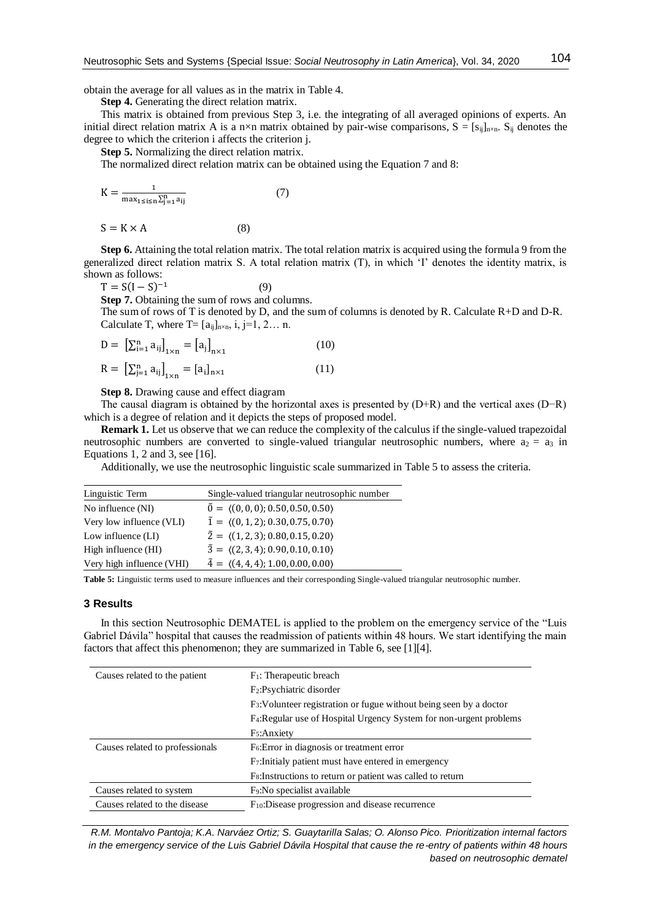obtain the average for all values as in the matrix in Table 4.

**Step 4.** Generating the direct relation matrix.

This matrix is obtained from previous Step 3, i.e. the integrating of all averaged opinions of experts. An initial direct relation matrix A is a n×n matrix obtained by pair-wise comparisons, $S = [s_{ij}]_{n \times n}$. $S_{ij}$ denotes the degree to which the criterion i affects the criterion j.

**Step 5.** Normalizing the direct relation matrix.

The normalized direct relation matrix can be obtained using the Equation 7 and 8:

$$K = \frac{1}{\max_{1 \le i \le n} \sum_{j=1}^{n} a_{ij}} \quad (7)$$

$$S = K \times A \quad (8)$$

**Step 6.** Attaining the total relation matrix. The total relation matrix is acquired using the formula 9 from the generalized direct relation matrix S. A total relation matrix (T), in which 'I' denotes the identity matrix, is shown as follows:

$$T = S(I - S)^{-1} \quad (9)$$

**Step 7.** Obtaining the sum of rows and columns.

The sum of rows of T is denoted by D, and the sum of columns is denoted by R. Calculate R+D and D-R. Calculate T, where $T = [a_{ij}]_{n \times n}$, i, j=1, 2… n.

$$D = \left[\sum_{i=1}^{n} a_{ij}\right]_{1 \times n} = \left[a_j\right]_{n \times 1} \quad (10)$$

$$R = \left[\sum_{j=1}^{n} a_{ij}\right]_{1 \times n} = \left[a_i\right]_{n \times 1} \quad (11)$$

**Step 8.** Drawing cause and effect diagram

The causal diagram is obtained by the horizontal axes is presented by (D+R) and the vertical axes (D−R) which is a degree of relation and it depicts the steps of proposed model.

**Remark 1.** Let us observe that we can reduce the complexity of the calculus if the single-valued trapezoidal neutrosophic numbers are converted to single-valued triangular neutrosophic numbers, where $a_2 = a_3$ in Equations 1, 2 and 3, see [16].

Additionally, we use the neutrosophic linguistic scale summarized in Table 5 to assess the criteria.

| Linguistic Term | Single-valued triangular neutrosophic number |
|---|---|
| No influence (NI) | $\tilde{0} = \langle(0,0,0); 0.50, 0.50, 0.50\rangle$ |
| Very low influence (VLI) | $\tilde{1} = \langle(0,1,2); 0.30, 0.75, 0.70\rangle$ |
| Low influence (LI) | $\tilde{2} = \langle(1,2,3); 0.80, 0.15, 0.20\rangle$ |
| High influence (HI) | $\tilde{3} = \langle(2,3,4); 0.90, 0.10, 0.10\rangle$ |
| Very high influence (VHI) | $\tilde{4} = \langle(4,4,4); 1.00, 0.00, 0.00\rangle$ |

**Table 5:** Linguistic terms used to measure influences and their corresponding Single-valued triangular neutrosophic number.

## 3 Results

In this section Neutrosophic DEMATEL is applied to the problem on the emergency service of the "Luis Gabriel Dávila" hospital that causes the readmission of patients within 48 hours. We start identifying the main factors that affect this phenomenon; they are summarized in Table 6, see [1][4].

| Causes related to the patient | $F_1$: Therapeutic breach |
|---|---|
| | $F_2$:Psychiatric disorder |
| | $F_3$:Volunteer registration or fugue without being seen by a doctor |
| | $F_4$:Regular use of Hospital Urgency System for non-urgent problems |
| | $F_5$:Anxiety |
| Causes related to professionals | $F_6$:Error in diagnosis or treatment error |
| | $F_7$:Initialy patient must have entered in emergency |
| | $F_8$:Instructions to return or patient was called to return |
| Causes related to system | $F_9$:No specialist available |
| Causes related to the disease | $F_{10}$:Disease progression and disease recurrence |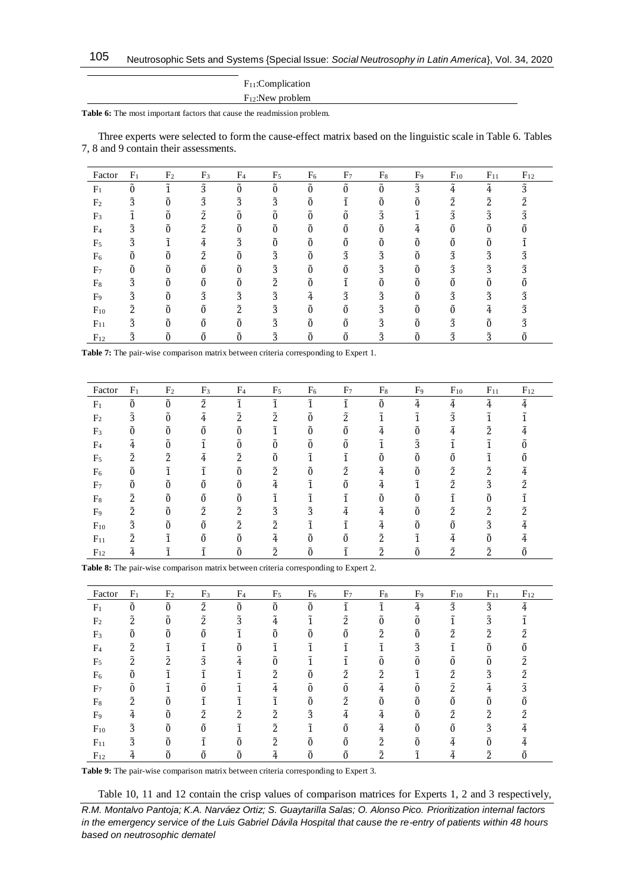| |
|---|
| $F_{11}$:Complication |
| $F_{12}$:New problem |

**Table 6:** The most important factors that cause the readmission problem.

Three experts were selected to form the cause-effect matrix based on the linguistic scale in Table 6. Tables 7, 8 and 9 contain their assessments.

| Factor | $F_1$ | $F_2$ | $F_3$ | $F_4$ | $F_5$ | $F_6$ | $F_7$ | $F_8$ | $F_9$ | $F_{10}$ | $F_{11}$ | $F_{12}$ |
|---|---|---|---|---|---|---|---|---|---|---|---|---|
| $F_1$ | $\tilde{0}$ | $\tilde{1}$ | $\tilde{3}$ | $\tilde{0}$ | $\tilde{0}$ | $\tilde{0}$ | $\tilde{0}$ | $\tilde{0}$ | $\tilde{3}$ | $\tilde{4}$ | $\tilde{4}$ | $\tilde{3}$ |
| $F_2$ | $\tilde{3}$ | $\tilde{0}$ | $\tilde{3}$ | $\tilde{3}$ | $\tilde{3}$ | $\tilde{0}$ | $\tilde{1}$ | $\tilde{0}$ | $\tilde{0}$ | $\tilde{2}$ | $\tilde{2}$ | $\tilde{2}$ |
| $F_3$ | $\tilde{1}$ | $\tilde{0}$ | $\tilde{2}$ | $\tilde{0}$ | $\tilde{0}$ | $\tilde{0}$ | $\tilde{0}$ | $\tilde{3}$ | $\tilde{1}$ | $\tilde{3}$ | $\tilde{3}$ | $\tilde{3}$ |
| $F_4$ | $\tilde{3}$ | $\tilde{0}$ | $\tilde{2}$ | $\tilde{0}$ | $\tilde{0}$ | $\tilde{0}$ | $\tilde{0}$ | $\tilde{0}$ | $\tilde{4}$ | $\tilde{0}$ | $\tilde{0}$ | $\tilde{0}$ |
| $F_5$ | $\tilde{3}$ | $\tilde{1}$ | $\tilde{4}$ | $\tilde{3}$ | $\tilde{0}$ | $\tilde{0}$ | $\tilde{0}$ | $\tilde{0}$ | $\tilde{0}$ | $\tilde{0}$ | $\tilde{0}$ | $\tilde{1}$ |
| $F_6$ | $\tilde{0}$ | $\tilde{0}$ | $\tilde{2}$ | $\tilde{0}$ | $\tilde{3}$ | $\tilde{0}$ | $\tilde{3}$ | $\tilde{3}$ | $\tilde{0}$ | $\tilde{3}$ | $\tilde{3}$ | $\tilde{3}$ |
| $F_7$ | $\tilde{0}$ | $\tilde{0}$ | $\tilde{0}$ | $\tilde{0}$ | $\tilde{3}$ | $\tilde{0}$ | $\tilde{0}$ | $\tilde{3}$ | $\tilde{0}$ | $\tilde{3}$ | $\tilde{3}$ | $\tilde{3}$ |
| $F_8$ | $\tilde{3}$ | $\tilde{0}$ | $\tilde{0}$ | $\tilde{0}$ | $\tilde{2}$ | $\tilde{0}$ | $\tilde{1}$ | $\tilde{0}$ | $\tilde{0}$ | $\tilde{0}$ | $\tilde{0}$ | $\tilde{0}$ |
| $F_9$ | $\tilde{3}$ | $\tilde{0}$ | $\tilde{3}$ | $\tilde{3}$ | $\tilde{3}$ | $\tilde{4}$ | $\tilde{3}$ | $\tilde{3}$ | $\tilde{0}$ | $\tilde{3}$ | $\tilde{3}$ | $\tilde{3}$ |
| $F_{10}$ | $\tilde{2}$ | $\tilde{0}$ | $\tilde{0}$ | $\tilde{2}$ | $\tilde{3}$ | $\tilde{0}$ | $\tilde{0}$ | $\tilde{3}$ | $\tilde{0}$ | $\tilde{0}$ | $\tilde{4}$ | $\tilde{3}$ |
| $F_{11}$ | $\tilde{3}$ | $\tilde{0}$ | $\tilde{0}$ | $\tilde{0}$ | $\tilde{3}$ | $\tilde{0}$ | $\tilde{0}$ | $\tilde{3}$ | $\tilde{0}$ | $\tilde{3}$ | $\tilde{0}$ | $\tilde{3}$ |
| $F_{12}$ | $\tilde{3}$ | $\tilde{0}$ | $\tilde{0}$ | $\tilde{0}$ | $\tilde{3}$ | $\tilde{0}$ | $\tilde{0}$ | $\tilde{3}$ | $\tilde{0}$ | $\tilde{3}$ | $\tilde{3}$ | $\tilde{0}$ |

**Table 7:** The pair-wise comparison matrix between criteria corresponding to Expert 1.

| Factor | $F_1$ | $F_2$ | $F_3$ | $F_4$ | $F_5$ | $F_6$ | $F_7$ | $F_8$ | $F_9$ | $F_{10}$ | $F_{11}$ | $F_{12}$ |
|---|---|---|---|---|---|---|---|---|---|---|---|---|
| $F_1$ | $\tilde{0}$ | $\tilde{0}$ | $\tilde{2}$ | $\tilde{1}$ | $\tilde{1}$ | $\tilde{1}$ | $\tilde{1}$ | $\tilde{0}$ | $\tilde{4}$ | $\tilde{4}$ | $\tilde{4}$ | $\tilde{4}$ |
| $F_2$ | $\tilde{3}$ | $\tilde{0}$ | $\tilde{4}$ | $\tilde{2}$ | $\tilde{2}$ | $\tilde{0}$ | $\tilde{2}$ | $\tilde{1}$ | $\tilde{1}$ | $\tilde{3}$ | $\tilde{1}$ | $\tilde{1}$ |
| $F_3$ | $\tilde{0}$ | $\tilde{0}$ | $\tilde{0}$ | $\tilde{0}$ | $\tilde{1}$ | $\tilde{0}$ | $\tilde{0}$ | $\tilde{4}$ | $\tilde{0}$ | $\tilde{4}$ | $\tilde{2}$ | $\tilde{4}$ |
| $F_4$ | $\tilde{4}$ | $\tilde{0}$ | $\tilde{1}$ | $\tilde{0}$ | $\tilde{0}$ | $\tilde{0}$ | $\tilde{0}$ | $\tilde{1}$ | $\tilde{3}$ | $\tilde{1}$ | $\tilde{1}$ | $\tilde{0}$ |
| $F_5$ | $\tilde{2}$ | $\tilde{2}$ | $\tilde{4}$ | $\tilde{2}$ | $\tilde{0}$ | $\tilde{1}$ | $\tilde{1}$ | $\tilde{0}$ | $\tilde{0}$ | $\tilde{0}$ | $\tilde{1}$ | $\tilde{0}$ |
| $F_6$ | $\tilde{0}$ | $\tilde{1}$ | $\tilde{1}$ | $\tilde{0}$ | $\tilde{2}$ | $\tilde{0}$ | $\tilde{2}$ | $\tilde{4}$ | $\tilde{0}$ | $\tilde{2}$ | $\tilde{2}$ | $\tilde{4}$ |
| $F_7$ | $\tilde{0}$ | $\tilde{0}$ | $\tilde{0}$ | $\tilde{0}$ | $\tilde{4}$ | $\tilde{1}$ | $\tilde{0}$ | $\tilde{4}$ | $\tilde{1}$ | $\tilde{2}$ | $\tilde{3}$ | $\tilde{2}$ |
| $F_8$ | $\tilde{2}$ | $\tilde{0}$ | $\tilde{0}$ | $\tilde{0}$ | $\tilde{1}$ | $\tilde{1}$ | $\tilde{1}$ | $\tilde{0}$ | $\tilde{0}$ | $\tilde{1}$ | $\tilde{0}$ | $\tilde{1}$ |
| $F_9$ | $\tilde{2}$ | $\tilde{0}$ | $\tilde{2}$ | $\tilde{2}$ | $\tilde{3}$ | $\tilde{3}$ | $\tilde{4}$ | $\tilde{4}$ | $\tilde{0}$ | $\tilde{2}$ | $\tilde{2}$ | $\tilde{2}$ |
| $F_{10}$ | $\tilde{3}$ | $\tilde{0}$ | $\tilde{0}$ | $\tilde{2}$ | $\tilde{2}$ | $\tilde{1}$ | $\tilde{1}$ | $\tilde{4}$ | $\tilde{0}$ | $\tilde{0}$ | $\tilde{3}$ | $\tilde{4}$ |
| $F_{11}$ | $\tilde{2}$ | $\tilde{1}$ | $\tilde{0}$ | $\tilde{0}$ | $\tilde{4}$ | $\tilde{0}$ | $\tilde{0}$ | $\tilde{2}$ | $\tilde{1}$ | $\tilde{4}$ | $\tilde{0}$ | $\tilde{4}$ |
| $F_{12}$ | $\tilde{4}$ | $\tilde{1}$ | $\tilde{1}$ | $\tilde{0}$ | $\tilde{2}$ | $\tilde{0}$ | $\tilde{1}$ | $\tilde{2}$ | $\tilde{0}$ | $\tilde{2}$ | $\tilde{2}$ | $\tilde{0}$ |

**Table 8:** The pair-wise comparison matrix between criteria corresponding to Expert 2.

| Factor | $F_1$ | $F_2$ | $F_3$ | $F_4$ | $F_5$ | $F_6$ | $F_7$ | $F_8$ | $F_9$ | $F_{10}$ | $F_{11}$ | $F_{12}$ |
|---|---|---|---|---|---|---|---|---|---|---|---|---|
| $F_1$ | $\tilde{0}$ | $\tilde{0}$ | $\tilde{2}$ | $\tilde{0}$ | $\tilde{0}$ | $\tilde{0}$ | $\tilde{1}$ | $\tilde{1}$ | $\tilde{4}$ | $\tilde{3}$ | $\tilde{3}$ | $\tilde{4}$ |
| $F_2$ | $\tilde{2}$ | $\tilde{0}$ | $\tilde{2}$ | $\tilde{3}$ | $\tilde{4}$ | $\tilde{1}$ | $\tilde{2}$ | $\tilde{0}$ | $\tilde{0}$ | $\tilde{1}$ | $\tilde{3}$ | $\tilde{1}$ |
| $F_3$ | $\tilde{0}$ | $\tilde{0}$ | $\tilde{0}$ | $\tilde{1}$ | $\tilde{0}$ | $\tilde{0}$ | $\tilde{0}$ | $\tilde{2}$ | $\tilde{0}$ | $\tilde{2}$ | $\tilde{2}$ | $\tilde{2}$ |
| $F_4$ | $\tilde{2}$ | $\tilde{1}$ | $\tilde{1}$ | $\tilde{0}$ | $\tilde{1}$ | $\tilde{1}$ | $\tilde{1}$ | $\tilde{1}$ | $\tilde{3}$ | $\tilde{1}$ | $\tilde{0}$ | $\tilde{0}$ |
| $F_5$ | $\tilde{2}$ | $\tilde{2}$ | $\tilde{3}$ | $\tilde{4}$ | $\tilde{0}$ | $\tilde{1}$ | $\tilde{1}$ | $\tilde{0}$ | $\tilde{0}$ | $\tilde{0}$ | $\tilde{0}$ | $\tilde{2}$ |
| $F_6$ | $\tilde{0}$ | $\tilde{1}$ | $\tilde{1}$ | $\tilde{1}$ | $\tilde{2}$ | $\tilde{0}$ | $\tilde{2}$ | $\tilde{2}$ | $\tilde{1}$ | $\tilde{2}$ | $\tilde{3}$ | $\tilde{2}$ |
| $F_7$ | $\tilde{0}$ | $\tilde{1}$ | $\tilde{0}$ | $\tilde{1}$ | $\tilde{4}$ | $\tilde{0}$ | $\tilde{0}$ | $\tilde{4}$ | $\tilde{0}$ | $\tilde{2}$ | $\tilde{4}$ | $\tilde{3}$ |
| $F_8$ | $\tilde{2}$ | $\tilde{0}$ | $\tilde{1}$ | $\tilde{1}$ | $\tilde{1}$ | $\tilde{0}$ | $\tilde{2}$ | $\tilde{0}$ | $\tilde{0}$ | $\tilde{0}$ | $\tilde{0}$ | $\tilde{0}$ |
| $F_9$ | $\tilde{4}$ | $\tilde{0}$ | $\tilde{2}$ | $\tilde{2}$ | $\tilde{2}$ | $\tilde{3}$ | $\tilde{4}$ | $\tilde{4}$ | $\tilde{0}$ | $\tilde{2}$ | $\tilde{2}$ | $\tilde{2}$ |
| $F_{10}$ | $\tilde{3}$ | $\tilde{0}$ | $\tilde{0}$ | $\tilde{1}$ | $\tilde{2}$ | $\tilde{1}$ | $\tilde{0}$ | $\tilde{4}$ | $\tilde{0}$ | $\tilde{0}$ | $\tilde{3}$ | $\tilde{4}$ |
| $F_{11}$ | $\tilde{3}$ | $\tilde{0}$ | $\tilde{1}$ | $\tilde{0}$ | $\tilde{2}$ | $\tilde{0}$ | $\tilde{0}$ | $\tilde{2}$ | $\tilde{0}$ | $\tilde{4}$ | $\tilde{0}$ | $\tilde{4}$ |
| $F_{12}$ | $\tilde{4}$ | $\tilde{0}$ | $\tilde{0}$ | $\tilde{0}$ | $\tilde{4}$ | $\tilde{0}$ | $\tilde{0}$ | $\tilde{2}$ | $\tilde{1}$ | $\tilde{4}$ | $\tilde{2}$ | $\tilde{0}$ |

**Table 9:** The pair-wise comparison matrix between criteria corresponding to Expert 3.

Table 10, 11 and 12 contain the crisp values of comparison matrices for Experts 1, 2 and 3 respectively,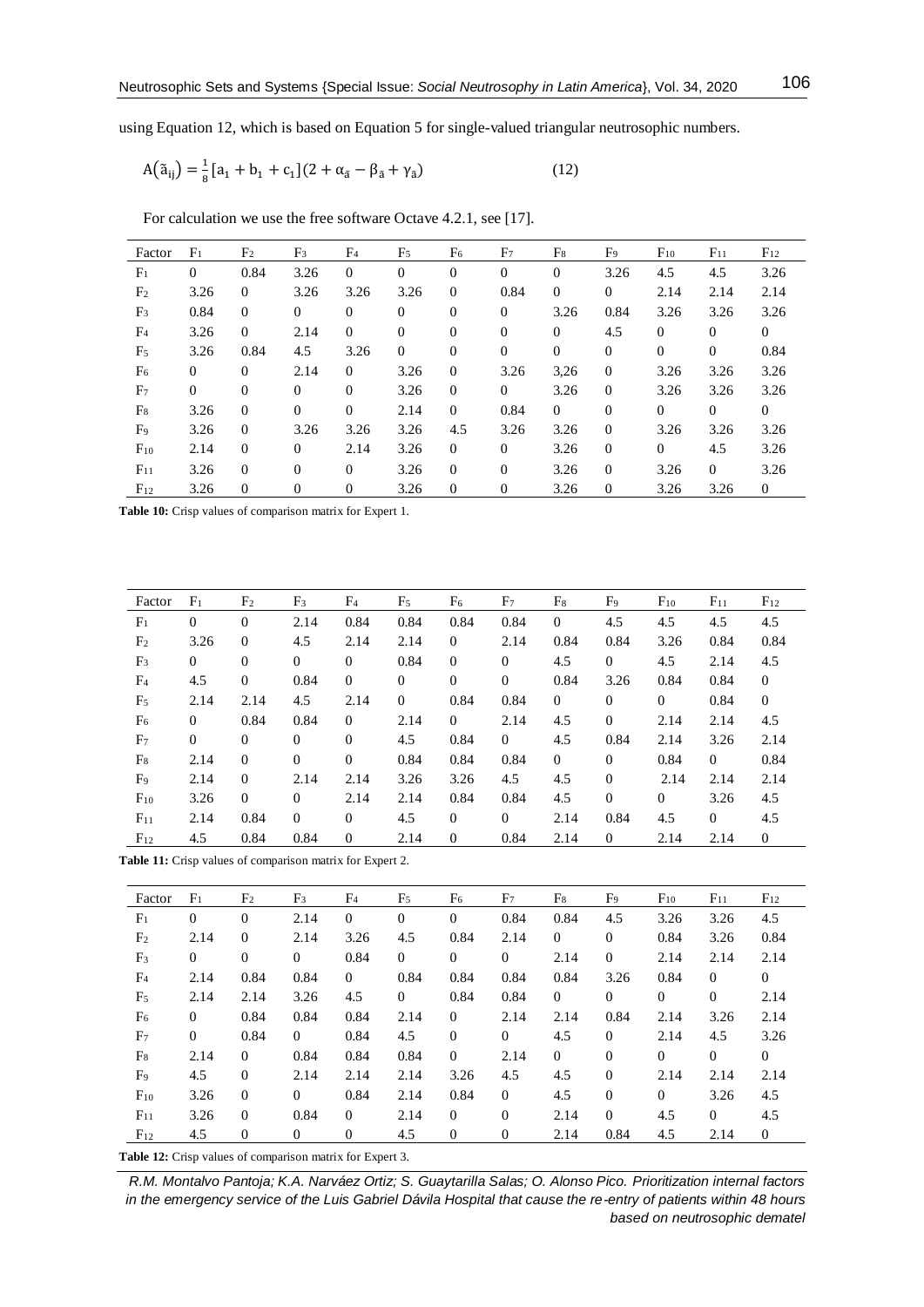using Equation 12, which is based on Equation 5 for single-valued triangular neutrosophic numbers.

$$A(\tilde{a}_{ij}) = \frac{1}{8}[a_1 + b_1 + c_1](2 + \alpha_{\tilde{a}} - \beta_{\tilde{a}} + \gamma_{\tilde{a}}) \tag{12}$$

For calculation we use the free software Octave 4.2.1, see [17].

| Factor | $F_1$ | $F_2$ | $F_3$ | $F_4$ | $F_5$ | $F_6$ | $F_7$ | $F_8$ | $F_9$ | $F_{10}$ | $F_{11}$ | $F_{12}$ |
|---|---|---|---|---|---|---|---|---|---|---|---|---|
| $F_1$ | 0 | 0.84 | 3.26 | 0 | 0 | 0 | 0 | 0 | 3.26 | 4.5 | 4.5 | 3.26 |
| $F_2$ | 3.26 | 0 | 3.26 | 3.26 | 3.26 | 0 | 0.84 | 0 | 0 | 2.14 | 2.14 | 2.14 |
| $F_3$ | 0.84 | 0 | 0 | 0 | 0 | 0 | 0 | 3.26 | 0.84 | 3.26 | 3.26 | 3.26 |
| $F_4$ | 3.26 | 0 | 2.14 | 0 | 0 | 0 | 0 | 0 | 4.5 | 0 | 0 | 0 |
| $F_5$ | 3.26 | 0.84 | 4.5 | 3.26 | 0 | 0 | 0 | 0 | 0 | 0 | 0 | 0.84 |
| $F_6$ | 0 | 0 | 2.14 | 0 | 3.26 | 0 | 3.26 | 3,26 | 0 | 3.26 | 3.26 | 3.26 |
| $F_7$ | 0 | 0 | 0 | 0 | 3.26 | 0 | 0 | 3.26 | 0 | 3.26 | 3.26 | 3.26 |
| $F_8$ | 3.26 | 0 | 0 | 0 | 2.14 | 0 | 0.84 | 0 | 0 | 0 | 0 | 0 |
| $F_9$ | 3.26 | 0 | 3.26 | 3.26 | 3.26 | 4.5 | 3.26 | 3.26 | 0 | 3.26 | 3.26 | 3.26 |
| $F_{10}$ | 2.14 | 0 | 0 | 2.14 | 3.26 | 0 | 0 | 3.26 | 0 | 0 | 4.5 | 3.26 |
| $F_{11}$ | 3.26 | 0 | 0 | 0 | 3.26 | 0 | 0 | 3.26 | 0 | 3.26 | 0 | 3.26 |
| $F_{12}$ | 3.26 | 0 | 0 | 0 | 3.26 | 0 | 0 | 3.26 | 0 | 3.26 | 3.26 | 0 |

**Table 10:** Crisp values of comparison matrix for Expert 1.

| Factor | $F_1$ | $F_2$ | $F_3$ | $F_4$ | $F_5$ | $F_6$ | $F_7$ | $F_8$ | $F_9$ | $F_{10}$ | $F_{11}$ | $F_{12}$ |
|---|---|---|---|---|---|---|---|---|---|---|---|---|
| $F_1$ | 0 | 0 | 2.14 | 0.84 | 0.84 | 0.84 | 0.84 | 0 | 4.5 | 4.5 | 4.5 | 4.5 |
| $F_2$ | 3.26 | 0 | 4.5 | 2.14 | 2.14 | 0 | 2.14 | 0.84 | 0.84 | 3.26 | 0.84 | 0.84 |
| $F_3$ | 0 | 0 | 0 | 0 | 0.84 | 0 | 0 | 4.5 | 0 | 4.5 | 2.14 | 4.5 |
| $F_4$ | 4.5 | 0 | 0.84 | 0 | 0 | 0 | 0 | 0.84 | 3.26 | 0.84 | 0.84 | 0 |
| $F_5$ | 2.14 | 2.14 | 4.5 | 2.14 | 0 | 0.84 | 0.84 | 0 | 0 | 0 | 0.84 | 0 |
| $F_6$ | 0 | 0.84 | 0.84 | 0 | 2.14 | 0 | 2.14 | 4.5 | 0 | 2.14 | 2.14 | 4.5 |
| $F_7$ | 0 | 0 | 0 | 0 | 4.5 | 0.84 | 0 | 4.5 | 0.84 | 2.14 | 3.26 | 2.14 |
| $F_8$ | 2.14 | 0 | 0 | 0 | 0.84 | 0.84 | 0.84 | 0 | 0 | 0.84 | 0 | 0.84 |
| $F_9$ | 2.14 | 0 | 2.14 | 2.14 | 3.26 | 3.26 | 4.5 | 4.5 | 0 | 2.14 | 2.14 | 2.14 |
| $F_{10}$ | 3.26 | 0 | 0 | 2.14 | 2.14 | 0.84 | 0.84 | 4.5 | 0 | 0 | 3.26 | 4.5 |
| $F_{11}$ | 2.14 | 0.84 | 0 | 0 | 4.5 | 0 | 0 | 2.14 | 0.84 | 4.5 | 0 | 4.5 |
| $F_{12}$ | 4.5 | 0.84 | 0.84 | 0 | 2.14 | 0 | 0.84 | 2.14 | 0 | 2.14 | 2.14 | 0 |

**Table 11:** Crisp values of comparison matrix for Expert 2.

| Factor | $F_1$ | $F_2$ | $F_3$ | $F_4$ | $F_5$ | $F_6$ | $F_7$ | $F_8$ | $F_9$ | $F_{10}$ | $F_{11}$ | $F_{12}$ |
|---|---|---|---|---|---|---|---|---|---|---|---|---|
| $F_1$ | 0 | 0 | 2.14 | 0 | 0 | 0 | 0.84 | 0.84 | 4.5 | 3.26 | 3.26 | 4.5 |
| $F_2$ | 2.14 | 0 | 2.14 | 3.26 | 4.5 | 0.84 | 2.14 | 0 | 0 | 0.84 | 3.26 | 0.84 |
| $F_3$ | 0 | 0 | 0 | 0.84 | 0 | 0 | 0 | 2.14 | 0 | 2.14 | 2.14 | 2.14 |
| $F_4$ | 2.14 | 0.84 | 0.84 | 0 | 0.84 | 0.84 | 0.84 | 0.84 | 3.26 | 0.84 | 0 | 0 |
| $F_5$ | 2.14 | 2.14 | 3.26 | 4.5 | 0 | 0.84 | 0.84 | 0 | 0 | 0 | 0 | 2.14 |
| $F_6$ | 0 | 0.84 | 0.84 | 0.84 | 2.14 | 0 | 2.14 | 2.14 | 0.84 | 2.14 | 3.26 | 2.14 |
| $F_7$ | 0 | 0.84 | 0 | 0.84 | 4.5 | 0 | 0 | 4.5 | 0 | 2.14 | 4.5 | 3.26 |
| $F_8$ | 2.14 | 0 | 0.84 | 0.84 | 0.84 | 0 | 2.14 | 0 | 0 | 0 | 0 | 0 |
| $F_9$ | 4.5 | 0 | 2.14 | 2.14 | 2.14 | 3.26 | 4.5 | 4.5 | 0 | 2.14 | 2.14 | 2.14 |
| $F_{10}$ | 3.26 | 0 | 0 | 0.84 | 2.14 | 0.84 | 0 | 4.5 | 0 | 0 | 3.26 | 4.5 |
| $F_{11}$ | 3.26 | 0 | 0.84 | 0 | 2.14 | 0 | 0 | 2.14 | 0 | 4.5 | 0 | 4.5 |
| $F_{12}$ | 4.5 | 0 | 0 | 0 | 4.5 | 0 | 0 | 2.14 | 0.84 | 4.5 | 2.14 | 0 |

**Table 12:** Crisp values of comparison matrix for Expert 3.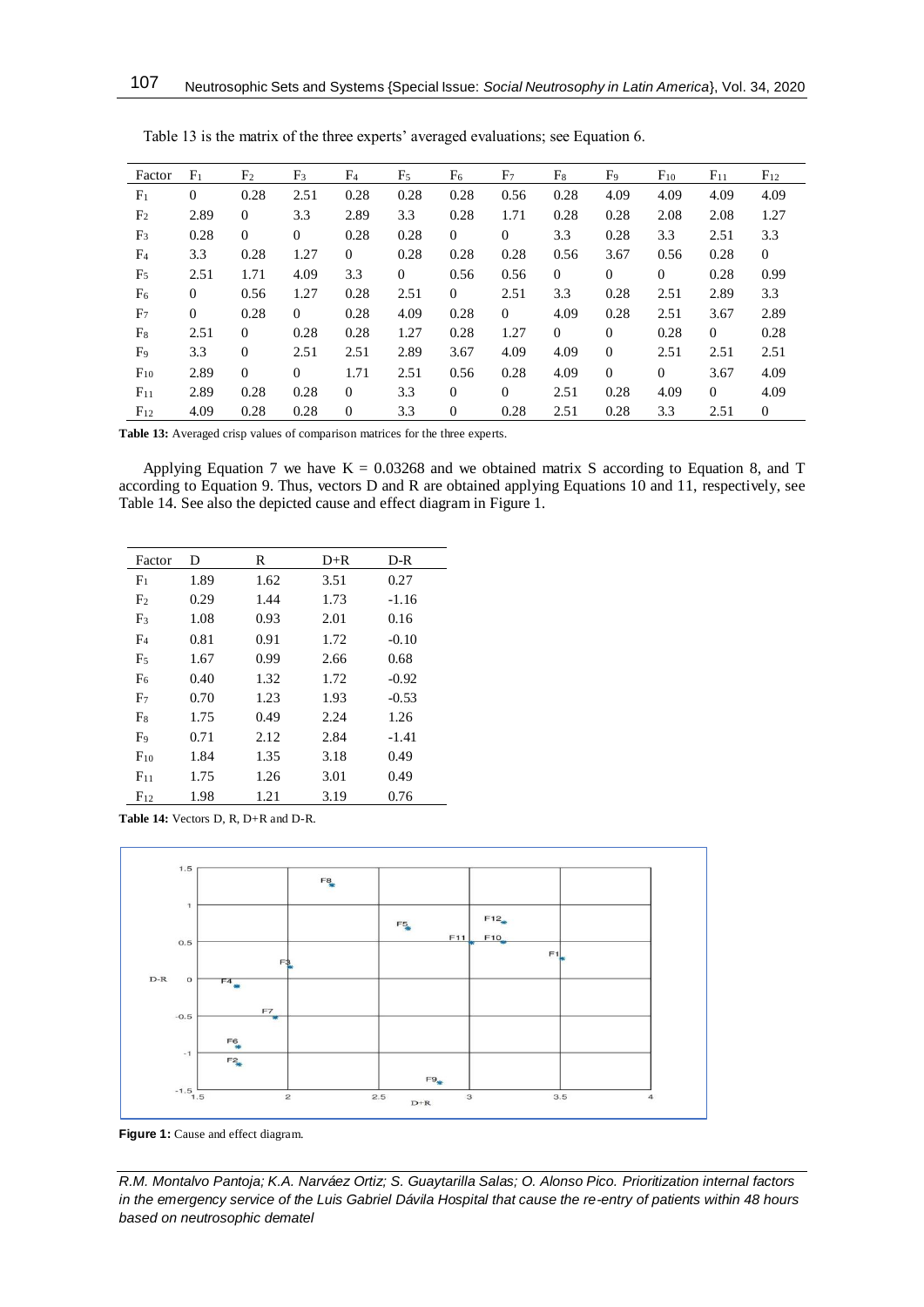Table 13 is the matrix of the three experts' averaged evaluations; see Equation 6.

| Factor | $F_1$ | $F_2$ | $F_3$ | $F_4$ | $F_5$ | $F_6$ | $F_7$ | $F_8$ | $F_9$ | $F_{10}$ | $F_{11}$ | $F_{12}$ |
|---|---|---|---|---|---|---|---|---|---|---|---|---|
| $F_1$ | 0 | 0.28 | 2.51 | 0.28 | 0.28 | 0.28 | 0.56 | 0.28 | 4.09 | 4.09 | 4.09 | 4.09 |
| $F_2$ | 2.89 | 0 | 3.3 | 2.89 | 3.3 | 0.28 | 1.71 | 0.28 | 0.28 | 2.08 | 2.08 | 1.27 |
| $F_3$ | 0.28 | 0 | 0 | 0.28 | 0.28 | 0 | 0 | 3.3 | 0.28 | 3.3 | 2.51 | 3.3 |
| $F_4$ | 3.3 | 0.28 | 1.27 | 0 | 0.28 | 0.28 | 0.28 | 0.56 | 3.67 | 0.56 | 0.28 | 0 |
| $F_5$ | 2.51 | 1.71 | 4.09 | 3.3 | 0 | 0.56 | 0.56 | 0 | 0 | 0 | 0.28 | 0.99 |
| $F_6$ | 0 | 0.56 | 1.27 | 0.28 | 2.51 | 0 | 2.51 | 3.3 | 0.28 | 2.51 | 2.89 | 3.3 |
| $F_7$ | 0 | 0.28 | 0 | 0.28 | 4.09 | 0.28 | 0 | 4.09 | 0.28 | 2.51 | 3.67 | 2.89 |
| $F_8$ | 2.51 | 0 | 0.28 | 0.28 | 1.27 | 0.28 | 1.27 | 0 | 0 | 0.28 | 0 | 0.28 |
| $F_9$ | 3.3 | 0 | 2.51 | 2.51 | 2.89 | 3.67 | 4.09 | 4.09 | 0 | 2.51 | 2.51 | 2.51 |
| $F_{10}$ | 2.89 | 0 | 0 | 1.71 | 2.51 | 0.56 | 0.28 | 4.09 | 0 | 0 | 3.67 | 4.09 |
| $F_{11}$ | 2.89 | 0.28 | 0.28 | 0 | 3.3 | 0 | 0 | 2.51 | 0.28 | 4.09 | 0 | 4.09 |
| $F_{12}$ | 4.09 | 0.28 | 0.28 | 0 | 3.3 | 0 | 0.28 | 2.51 | 0.28 | 3.3 | 2.51 | 0 |

**Table 13:** Averaged crisp values of comparison matrices for the three experts.

Applying Equation 7 we have K = 0.03268 and we obtained matrix S according to Equation 8, and T according to Equation 9. Thus, vectors D and R are obtained applying Equations 10 and 11, respectively, see Table 14. See also the depicted cause and effect diagram in Figure 1.

| Factor | D | R | D+R | D-R |
|---|---|---|---|---|
| $F_1$ | 1.89 | 1.62 | 3.51 | 0.27 |
| $F_2$ | 0.29 | 1.44 | 1.73 | -1.16 |
| $F_3$ | 1.08 | 0.93 | 2.01 | 0.16 |
| $F_4$ | 0.81 | 0.91 | 1.72 | -0.10 |
| $F_5$ | 1.67 | 0.99 | 2.66 | 0.68 |
| $F_6$ | 0.40 | 1.32 | 1.72 | -0.92 |
| $F_7$ | 0.70 | 1.23 | 1.93 | -0.53 |
| $F_8$ | 1.75 | 0.49 | 2.24 | 1.26 |
| $F_9$ | 0.71 | 2.12 | 2.84 | -1.41 |
| $F_{10}$ | 1.84 | 1.35 | 3.18 | 0.49 |
| $F_{11}$ | 1.75 | 1.26 | 3.01 | 0.49 |
| $F_{12}$ | 1.98 | 1.21 | 3.19 | 0.76 |

**Table 14:** Vectors D, R, D+R and D-R.

**Figure 1:** Cause and effect diagram.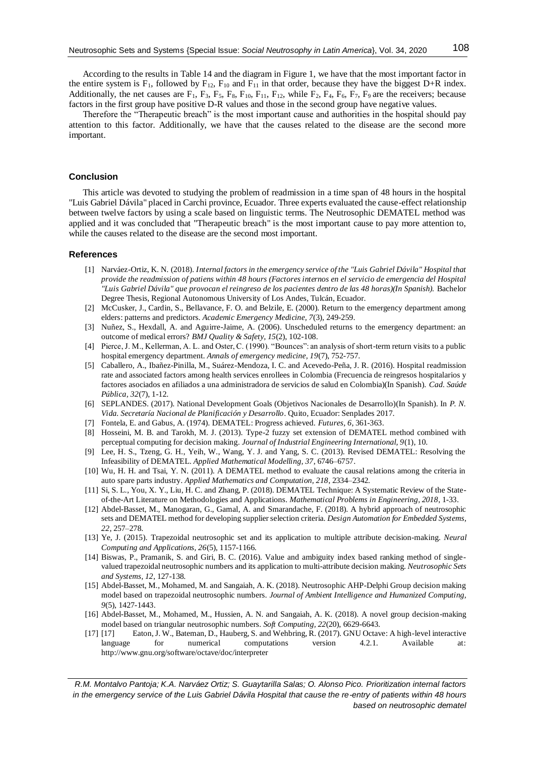According to the results in Table 14 and the diagram in Figure 1, we have that the most important factor in the entire system is $F_1$, followed by $F_{12}$, $F_{10}$ and $F_{11}$ in that order, because they have the biggest D+R index. Additionally, the net causes are $F_1$, $F_3$, $F_5$, $F_8$, $F_{10}$, $F_{11}$, $F_{12}$, while $F_2$, $F_4$, $F_6$, $F_7$, $F_9$ are the receivers; because factors in the first group have positive D-R values and those in the second group have negative values.

Therefore the "Therapeutic breach" is the most important cause and authorities in the hospital should pay attention to this factor. Additionally, we have that the causes related to the disease are the second more important.

## Conclusion

This article was devoted to studying the problem of readmission in a time span of 48 hours in the hospital "Luis Gabriel Dávila" placed in Carchi province, Ecuador. Three experts evaluated the cause-effect relationship between twelve factors by using a scale based on linguistic terms. The Neutrosophic DEMATEL method was applied and it was concluded that "Therapeutic breach" is the most important cause to pay more attention to, while the causes related to the disease are the second most important.

## References

[1] Narváez-Ortiz, K. N. (2018). *Internal factors in the emergency service of the "Luis Gabriel Dávila" Hospital that provide the readmission of patiens within 48 hours (Factores internos en el servicio de emergencia del Hospital "Luis Gabriel Dávila" que provocan el reingreso de los pacientes dentro de las 48 horas)(In Spanish).* Bachelor Degree Thesis, Regional Autonomous University of Los Andes, Tulcán, Ecuador.

[2] McCusker, J., Cardin, S., Bellavance, F. O. and Belzile, E. (2000). Return to the emergency department among elders: patterns and predictors. *Academic Emergency Medicine, 7*(3), 249-259.

[3] Nuñez, S., Hexdall, A. and Aguirre-Jaime, A. (2006). Unscheduled returns to the emergency department: an outcome of medical errors? *BMJ Quality & Safety, 15*(2), 102-108.

[4] Pierce, J. M., Kellerman, A. L. and Oster, C. (1990). "Bounces": an analysis of short-term return visits to a public hospital emergency department. *Annals of emergency medicine, 19*(7), 752-757.

[5] Caballero, A., Ibañez-Pinilla, M., Suárez-Mendoza, I. C. and Acevedo-Peña, J. R. (2016). Hospital readmission rate and associated factors among health services enrollees in Colombia (Frecuencia de reingresos hospitalarios y factores asociados en afiliados a una administradora de servicios de salud en Colombia)(In Spanish). *Cad. Saúde Pública, 32*(7), 1-12.

[6] SEPLANDES. (2017). National Development Goals (Objetivos Nacionales de Desarrollo)(In Spanish). In *P. N. Vida. Secretaría Nacional de Planificación y Desarrollo*. Quito, Ecuador: Senplades 2017.

[7] Fontela, E. and Gabus, A. (1974). DEMATEL: Progress achieved. *Futures, 6*, 361-363.

[8] Hosseini, M. B. and Tarokh, M. J. (2013). Type-2 fuzzy set extension of DEMATEL method combined with perceptual computing for decision making. *Journal of Industrial Engineering International, 9*(1), 10.

[9] Lee, H. S., Tzeng, G. H., Yeih, W., Wang, Y. J. and Yang, S. C. (2013). Revised DEMATEL: Resolving the Infeasibility of DEMATEL. *Applied Mathematical Modelling, 37*, 6746–6757.

[10] Wu, H. H. and Tsai, Y. N. (2011). A DEMATEL method to evaluate the causal relations among the criteria in auto spare parts industry. *Applied Mathematics and Computation, 218*, 2334–2342.

[11] Si, S. L., You, X. Y., Liu, H. C. and Zhang, P. (2018). DEMATEL Technique: A Systematic Review of the State-of-the-Art Literature on Methodologies and Applications. *Mathematical Problems in Engineering, 2018*, 1-33.

[12] Abdel-Basset, M., Manogaran, G., Gamal, A. and Smarandache, F. (2018). A hybrid approach of neutrosophic sets and DEMATEL method for developing supplier selection criteria. *Design Automation for Embedded Systems, 22*, 257–278.

[13] Ye, J. (2015). Trapezoidal neutrosophic set and its application to multiple attribute decision-making. *Neural Computing and Applications, 26*(5), 1157-1166.

[14] Biswas, P., Pramanik, S. and Giri, B. C. (2016). Value and ambiguity index based ranking method of single-valued trapezoidal neutrosophic numbers and its application to multi-attribute decision making. *Neutrosophic Sets and Systems, 12*, 127-138.

[15] Abdel-Basset, M., Mohamed, M. and Sangaiah, A. K. (2018). Neutrosophic AHP-Delphi Group decision making model based on trapezoidal neutrosophic numbers. *Journal of Ambient Intelligence and Humanized Computing, 9*(5), 1427-1443.

[16] Abdel-Basset, M., Mohamed, M., Hussien, A. N. and Sangaiah, A. K. (2018). A novel group decision-making model based on triangular neutrosophic numbers. *Soft Computing, 22*(20), 6629-6643.

[17] [17] Eaton, J. W., Bateman, D., Hauberg, S. and Wehbring, R. (2017). GNU Octave: A high-level interactive language for numerical computations version 4.2.1. Available at: http://www.gnu.org/software/octave/doc/interpreter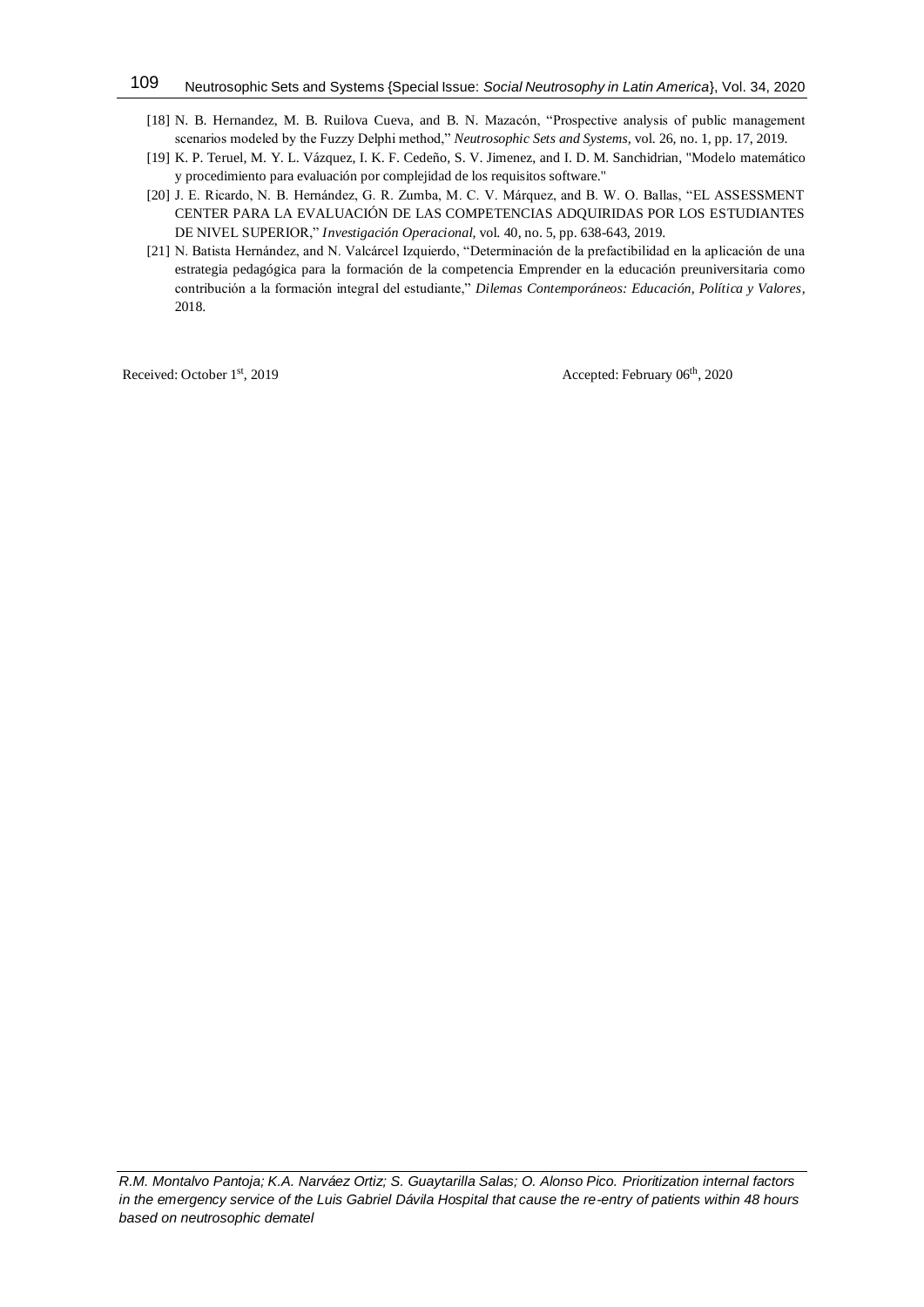[18] N. B. Hernandez, M. B. Ruilova Cueva, and B. N. Mazacón, "Prospective analysis of public management scenarios modeled by the Fuzzy Delphi method," *Neutrosophic Sets and Systems,* vol. 26, no. 1, pp. 17, 2019.

[19] K. P. Teruel, M. Y. L. Vázquez, I. K. F. Cedeño, S. V. Jimenez, and I. D. M. Sanchidrian, "Modelo matemático y procedimiento para evaluación por complejidad de los requisitos software."

[20] J. E. Ricardo, N. B. Hernández, G. R. Zumba, M. C. V. Márquez, and B. W. O. Ballas, "EL ASSESSMENT CENTER PARA LA EVALUACIÓN DE LAS COMPETENCIAS ADQUIRIDAS POR LOS ESTUDIANTES DE NIVEL SUPERIOR," *Investigación Operacional,* vol. 40, no. 5, pp. 638-643, 2019.

[21] N. Batista Hernández, and N. Valcárcel Izquierdo, "Determinación de la prefactibilidad en la aplicación de una estrategia pedagógica para la formación de la competencia Emprender en la educación preuniversitaria como contribución a la formación integral del estudiante," *Dilemas Contemporáneos: Educación, Política y Valores*, 2018.

Received: October 1st, 2019 Accepted: February 06th, 2020